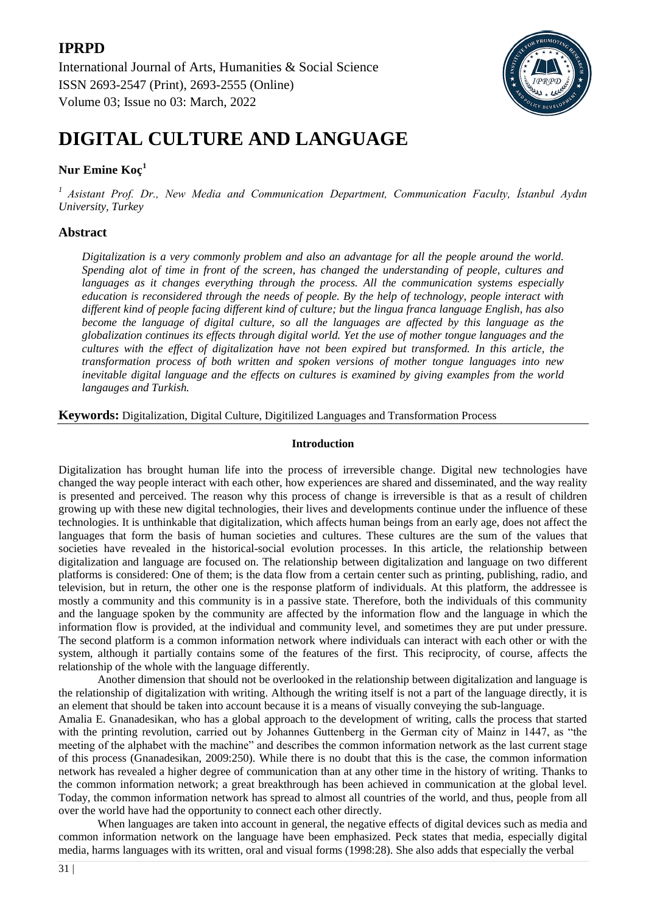# IPRPD

International Journal of Arts, Humanities & Social Science
ISSN 2693-2547 (Print), 2693-2555 (Online)
Volume 03; Issue no 03: March, 2022

# DIGITAL CULTURE AND LANGUAGE

**Nur Emine Koç**[1]

*[1] Asistant Prof. Dr., New Media and Communication Department, Communication Faculty, İstanbul Aydın University, Turkey*

## Abstract

*Digitalization is a very commonly problem and also an advantage for all the people around the world. Spending alot of time in front of the screen, has changed the understanding of people, cultures and languages as it changes everything through the process. All the communication systems especially education is reconsidered through the needs of people. By the help of technology, people interact with different kind of people facing different kind of culture; but the lingua franca language English, has also become the language of digital culture, so all the languages are affected by this language as the globalization continues its effects through digital world. Yet the use of mother tongue languages and the cultures with the effect of digitalization have not been expired but transformed. In this article, the transformation process of both written and spoken versions of mother tongue languages into new inevitable digital language and the effects on cultures is examined by giving examples from the world langauges and Turkish.*

**Keywords:** Digitalization, Digital Culture, Digitilized Languages and Transformation Process

### Introduction

Digitalization has brought human life into the process of irreversible change. Digital new technologies have changed the way people interact with each other, how experiences are shared and disseminated, and the way reality is presented and perceived. The reason why this process of change is irreversible is that as a result of children growing up with these new digital technologies, their lives and developments continue under the influence of these technologies. It is unthinkable that digitalization, which affects human beings from an early age, does not affect the languages that form the basis of human societies and cultures. These cultures are the sum of the values that societies have revealed in the historical-social evolution processes. In this article, the relationship between digitalization and language are focused on. The relationship between digitalization and language on two different platforms is considered: One of them; is the data flow from a certain center such as printing, publishing, radio, and television, but in return, the other one is the response platform of individuals. At this platform, the addressee is mostly a community and this community is in a passive state. Therefore, both the individuals of this community and the language spoken by the community are affected by the information flow and the language in which the information flow is provided, at the individual and community level, and sometimes they are put under pressure. The second platform is a common information network where individuals can interact with each other or with the system, although it partially contains some of the features of the first. This reciprocity, of course, affects the relationship of the whole with the language differently.

Another dimension that should not be overlooked in the relationship between digitalization and language is the relationship of digitalization with writing. Although the writing itself is not a part of the language directly, it is an element that should be taken into account because it is a means of visually conveying the sub-language.

Amalia E. Gnanadesikan, who has a global approach to the development of writing, calls the process that started with the printing revolution, carried out by Johannes Guttenberg in the German city of Mainz in 1447, as "the meeting of the alphabet with the machine" and describes the common information network as the last current stage of this process (Gnanadesikan, 2009:250). While there is no doubt that this is the case, the common information network has revealed a higher degree of communication than at any other time in the history of writing. Thanks to the common information network; a great breakthrough has been achieved in communication at the global level. Today, the common information network has spread to almost all countries of the world, and thus, people from all over the world have had the opportunity to connect each other directly.

When languages are taken into account in general, the negative effects of digital devices such as media and common information network on the language have been emphasized. Peck states that media, especially digital media, harms languages with its written, oral and visual forms (1998:28). She also adds that especially the verbal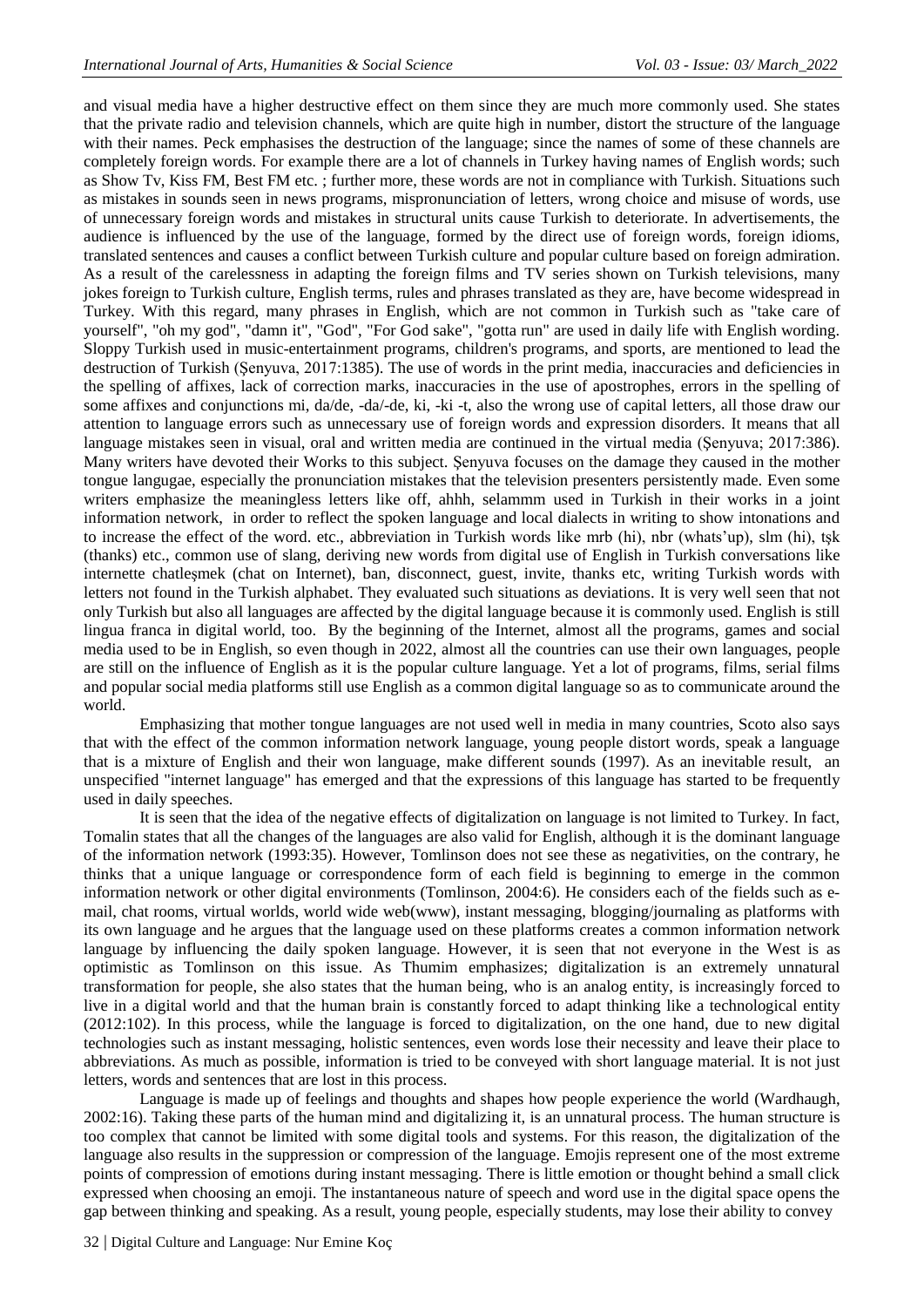and visual media have a higher destructive effect on them since they are much more commonly used. She states that the private radio and television channels, which are quite high in number, distort the structure of the language with their names. Peck emphasises the destruction of the language; since the names of some of these channels are completely foreign words. For example there are a lot of channels in Turkey having names of English words; such as Show Tv, Kiss FM, Best FM etc. ; further more, these words are not in compliance with Turkish. Situations such as mistakes in sounds seen in news programs, mispronunciation of letters, wrong choice and misuse of words, use of unnecessary foreign words and mistakes in structural units cause Turkish to deteriorate. In advertisements, the audience is influenced by the use of the language, formed by the direct use of foreign words, foreign idioms, translated sentences and causes a conflict between Turkish culture and popular culture based on foreign admiration. As a result of the carelessness in adapting the foreign films and TV series shown on Turkish televisions, many jokes foreign to Turkish culture, English terms, rules and phrases translated as they are, have become widespread in Turkey. With this regard, many phrases in English, which are not common in Turkish such as "take care of yourself", "oh my god", "damn it", "God", "For God sake", "gotta run" are used in daily life with English wording. Sloppy Turkish used in music-entertainment programs, children's programs, and sports, are mentioned to lead the destruction of Turkish (Şenyuva, 2017:1385). The use of words in the print media, inaccuracies and deficiencies in the spelling of affixes, lack of correction marks, inaccuracies in the use of apostrophes, errors in the spelling of some affixes and conjunctions mi, da/de, -da/-de, ki, -ki -t, also the wrong use of capital letters, all those draw our attention to language errors such as unnecessary use of foreign words and expression disorders. It means that all language mistakes seen in visual, oral and written media are continued in the virtual media (Şenyuva; 2017:386). Many writers have devoted their Works to this subject. Şenyuva focuses on the damage they caused in the mother tongue langugae, especially the pronunciation mistakes that the television presenters persistently made. Even some writers emphasize the meaningless letters like off, ahhh, selammm used in Turkish in their works in a joint information network, in order to reflect the spoken language and local dialects in writing to show intonations and to increase the effect of the word. etc., abbreviation in Turkish words like mrb (hi), nbr (whats'up), slm (hi), tşk (thanks) etc., common use of slang, deriving new words from digital use of English in Turkish conversations like internette chatleşmek (chat on Internet), ban, disconnect, guest, invite, thanks etc, writing Turkish words with letters not found in the Turkish alphabet. They evaluated such situations as deviations. It is very well seen that not only Turkish but also all languages are affected by the digital language because it is commonly used. English is still lingua franca in digital world, too. By the beginning of the Internet, almost all the programs, games and social media used to be in English, so even though in 2022, almost all the countries can use their own languages, people are still on the influence of English as it is the popular culture language. Yet a lot of programs, films, serial films and popular social media platforms still use English as a common digital language so as to communicate around the world.

Emphasizing that mother tongue languages are not used well in media in many countries, Scoto also says that with the effect of the common information network language, young people distort words, speak a language that is a mixture of English and their won language, make different sounds (1997). As an inevitable result, an unspecified "internet language" has emerged and that the expressions of this language has started to be frequently used in daily speeches.

It is seen that the idea of the negative effects of digitalization on language is not limited to Turkey. In fact, Tomalin states that all the changes of the languages are also valid for English, although it is the dominant language of the information network (1993:35). However, Tomlinson does not see these as negativities, on the contrary, he thinks that a unique language or correspondence form of each field is beginning to emerge in the common information network or other digital environments (Tomlinson, 2004:6). He considers each of the fields such as e-mail, chat rooms, virtual worlds, world wide web(www), instant messaging, blogging/journaling as platforms with its own language and he argues that the language used on these platforms creates a common information network language by influencing the daily spoken language. However, it is seen that not everyone in the West is as optimistic as Tomlinson on this issue. As Thumim emphasizes; digitalization is an extremely unnatural transformation for people, she also states that the human being, who is an analog entity, is increasingly forced to live in a digital world and that the human brain is constantly forced to adapt thinking like a technological entity (2012:102). In this process, while the language is forced to digitalization, on the one hand, due to new digital technologies such as instant messaging, holistic sentences, even words lose their necessity and leave their place to abbreviations. As much as possible, information is tried to be conveyed with short language material. It is not just letters, words and sentences that are lost in this process.

Language is made up of feelings and thoughts and shapes how people experience the world (Wardhaugh, 2002:16). Taking these parts of the human mind and digitalizing it, is an unnatural process. The human structure is too complex that cannot be limited with some digital tools and systems. For this reason, the digitalization of the language also results in the suppression or compression of the language. Emojis represent one of the most extreme points of compression of emotions during instant messaging. There is little emotion or thought behind a small click expressed when choosing an emoji. The instantaneous nature of speech and word use in the digital space opens the gap between thinking and speaking. As a result, young people, especially students, may lose their ability to convey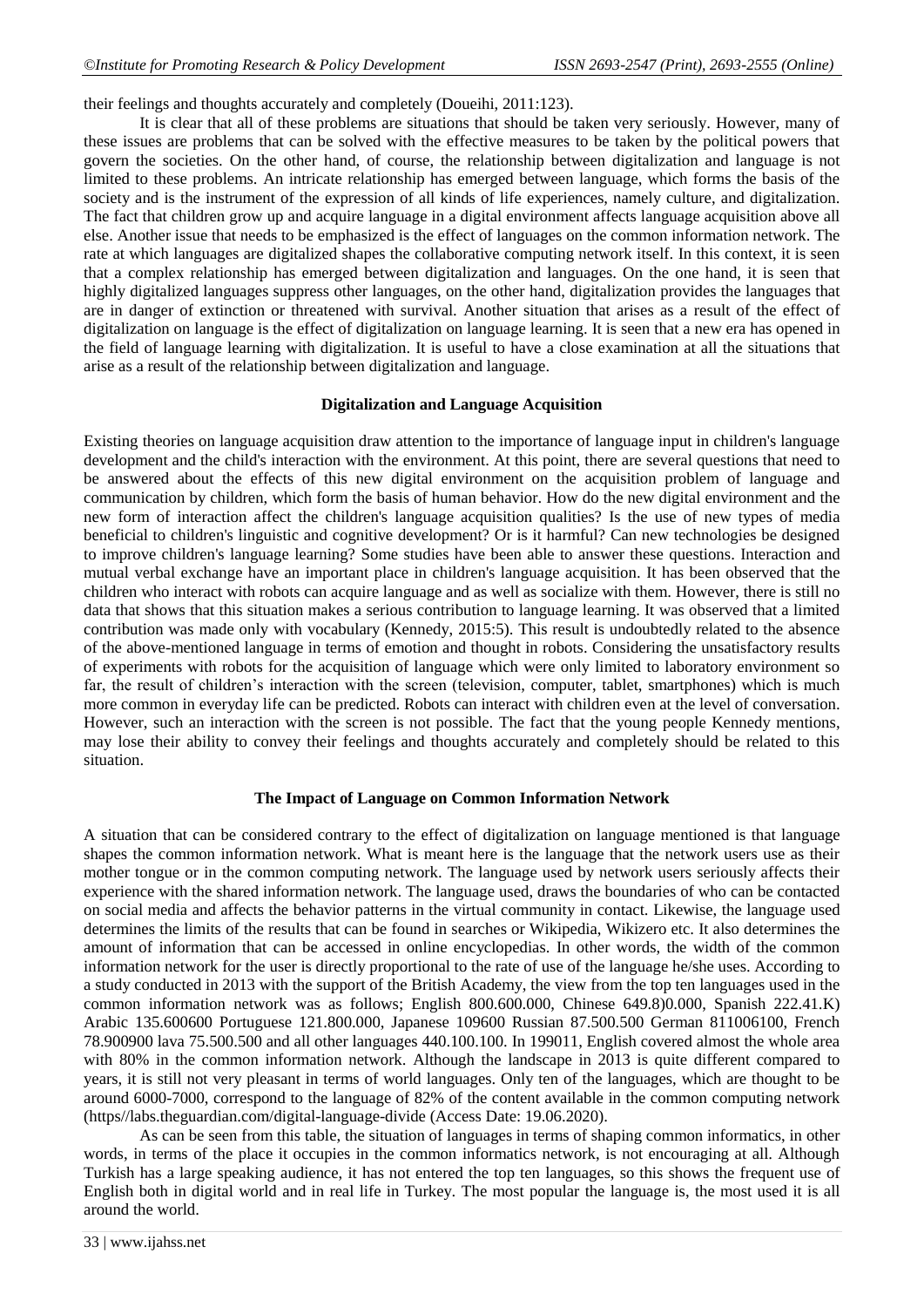their feelings and thoughts accurately and completely (Doueihi, 2011:123).

It is clear that all of these problems are situations that should be taken very seriously. However, many of these issues are problems that can be solved with the effective measures to be taken by the political powers that govern the societies. On the other hand, of course, the relationship between digitalization and language is not limited to these problems. An intricate relationship has emerged between language, which forms the basis of the society and is the instrument of the expression of all kinds of life experiences, namely culture, and digitalization. The fact that children grow up and acquire language in a digital environment affects language acquisition above all else. Another issue that needs to be emphasized is the effect of languages on the common information network. The rate at which languages are digitalized shapes the collaborative computing network itself. In this context, it is seen that a complex relationship has emerged between digitalization and languages. On the one hand, it is seen that highly digitalized languages suppress other languages, on the other hand, digitalization provides the languages that are in danger of extinction or threatened with survival. Another situation that arises as a result of the effect of digitalization on language is the effect of digitalization on language learning. It is seen that a new era has opened in the field of language learning with digitalization. It is useful to have a close examination at all the situations that arise as a result of the relationship between digitalization and language.

## Digitalization and Language Acquisition

Existing theories on language acquisition draw attention to the importance of language input in children's language development and the child's interaction with the environment. At this point, there are several questions that need to be answered about the effects of this new digital environment on the acquisition problem of language and communication by children, which form the basis of human behavior. How do the new digital environment and the new form of interaction affect the children's language acquisition qualities? Is the use of new types of media beneficial to children's linguistic and cognitive development? Or is it harmful? Can new technologies be designed to improve children's language learning? Some studies have been able to answer these questions. Interaction and mutual verbal exchange have an important place in children's language acquisition. It has been observed that the children who interact with robots can acquire language and as well as socialize with them. However, there is still no data that shows that this situation makes a serious contribution to language learning. It was observed that a limited contribution was made only with vocabulary (Kennedy, 2015:5). This result is undoubtedly related to the absence of the above-mentioned language in terms of emotion and thought in robots. Considering the unsatisfactory results of experiments with robots for the acquisition of language which were only limited to laboratory environment so far, the result of children's interaction with the screen (television, computer, tablet, smartphones) which is much more common in everyday life can be predicted. Robots can interact with children even at the level of conversation. However, such an interaction with the screen is not possible. The fact that the young people Kennedy mentions, may lose their ability to convey their feelings and thoughts accurately and completely should be related to this situation.

## The Impact of Language on Common Information Network

A situation that can be considered contrary to the effect of digitalization on language mentioned is that language shapes the common information network. What is meant here is the language that the network users use as their mother tongue or in the common computing network. The language used by network users seriously affects their experience with the shared information network. The language used, draws the boundaries of who can be contacted on social media and affects the behavior patterns in the virtual community in contact. Likewise, the language used determines the limits of the results that can be found in searches or Wikipedia, Wikizero etc. It also determines the amount of information that can be accessed in online encyclopedias. In other words, the width of the common information network for the user is directly proportional to the rate of use of the language he/she uses. According to a study conducted in 2013 with the support of the British Academy, the view from the top ten languages used in the common information network was as follows; English 800.600.000, Chinese 649.8)0.000, Spanish 222.41.K) Arabic 135.600600 Portuguese 121.800.000, Japanese 109600 Russian 87.500.500 German 811006100, French 78.900900 lava 75.500.500 and all other languages 440.100.100. In 199011, English covered almost the whole area with 80% in the common information network. Although the landscape in 2013 is quite different compared to years, it is still not very pleasant in terms of world languages. Only ten of the languages, which are thought to be around 6000-7000, correspond to the language of 82% of the content available in the common computing network (https//labs.theguardian.com/digital-language-divide (Access Date: 19.06.2020).

As can be seen from this table, the situation of languages in terms of shaping common informatics, in other words, in terms of the place it occupies in the common informatics network, is not encouraging at all. Although Turkish has a large speaking audience, it has not entered the top ten languages, so this shows the frequent use of English both in digital world and in real life in Turkey. The most popular the language is, the most used it is all around the world.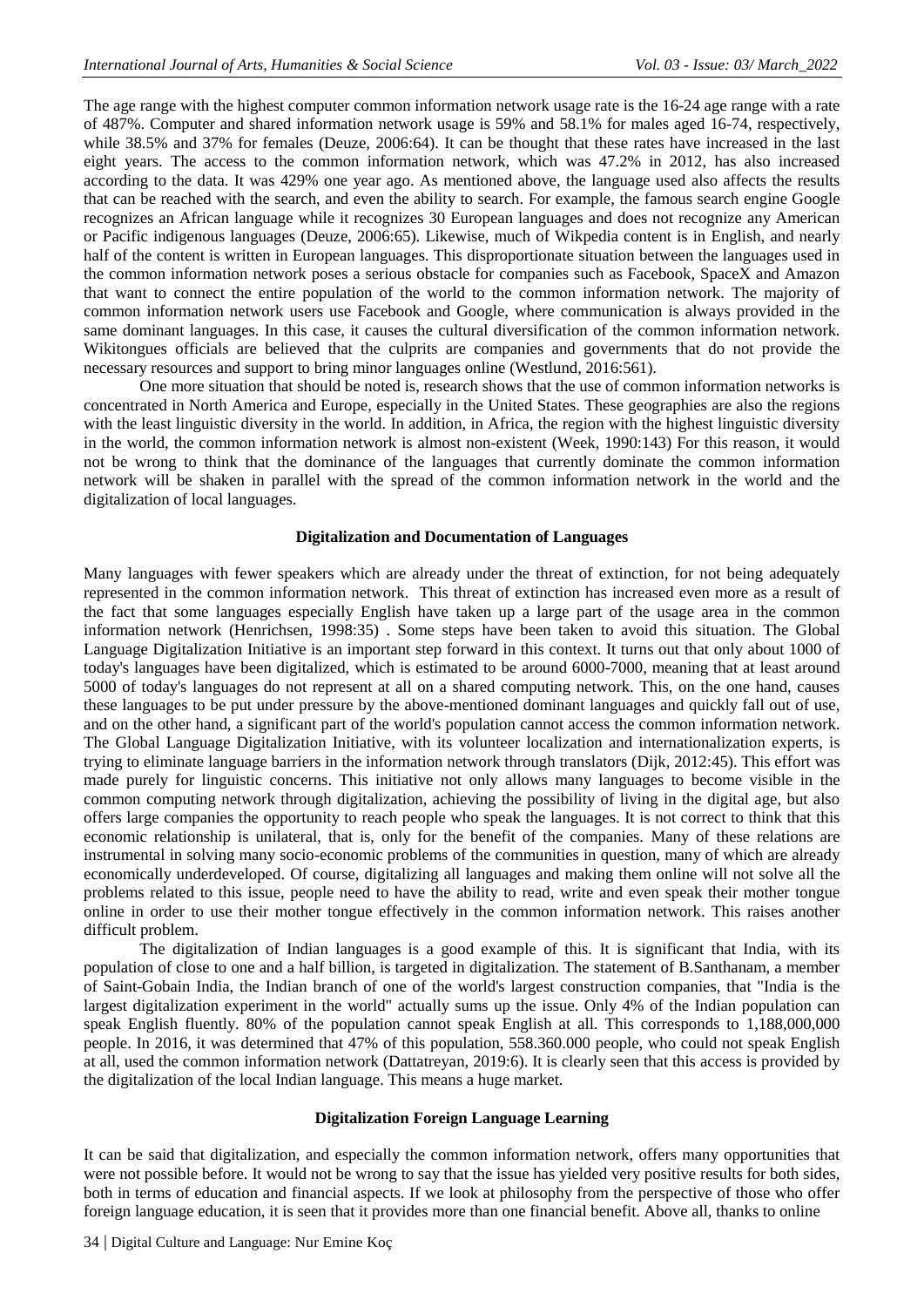The age range with the highest computer common information network usage rate is the 16-24 age range with a rate of 487%. Computer and shared information network usage is 59% and 58.1% for males aged 16-74, respectively, while 38.5% and 37% for females (Deuze, 2006:64). It can be thought that these rates have increased in the last eight years. The access to the common information network, which was 47.2% in 2012, has also increased according to the data. It was 429% one year ago. As mentioned above, the language used also affects the results that can be reached with the search, and even the ability to search. For example, the famous search engine Google recognizes an African language while it recognizes 30 European languages and does not recognize any American or Pacific indigenous languages (Deuze, 2006:65). Likewise, much of Wikpedia content is in English, and nearly half of the content is written in European languages. This disproportionate situation between the languages used in the common information network poses a serious obstacle for companies such as Facebook, SpaceX and Amazon that want to connect the entire population of the world to the common information network. The majority of common information network users use Facebook and Google, where communication is always provided in the same dominant languages. In this case, it causes the cultural diversification of the common information network. Wikitongues officials are believed that the culprits are companies and governments that do not provide the necessary resources and support to bring minor languages online (Westlund, 2016:561).

One more situation that should be noted is, research shows that the use of common information networks is concentrated in North America and Europe, especially in the United States. These geographies are also the regions with the least linguistic diversity in the world. In addition, in Africa, the region with the highest linguistic diversity in the world, the common information network is almost non-existent (Week, 1990:143) For this reason, it would not be wrong to think that the dominance of the languages that currently dominate the common information network will be shaken in parallel with the spread of the common information network in the world and the digitalization of local languages.

## Digitalization and Documentation of Languages

Many languages with fewer speakers which are already under the threat of extinction, for not being adequately represented in the common information network. This threat of extinction has increased even more as a result of the fact that some languages especially English have taken up a large part of the usage area in the common information network (Henrichsen, 1998:35) . Some steps have been taken to avoid this situation. The Global Language Digitalization Initiative is an important step forward in this context. It turns out that only about 1000 of today's languages have been digitalized, which is estimated to be around 6000-7000, meaning that at least around 5000 of today's languages do not represent at all on a shared computing network. This, on the one hand, causes these languages to be put under pressure by the above-mentioned dominant languages and quickly fall out of use, and on the other hand, a significant part of the world's population cannot access the common information network. The Global Language Digitalization Initiative, with its volunteer localization and internationalization experts, is trying to eliminate language barriers in the information network through translators (Dijk, 2012:45). This effort was made purely for linguistic concerns. This initiative not only allows many languages to become visible in the common computing network through digitalization, achieving the possibility of living in the digital age, but also offers large companies the opportunity to reach people who speak the languages. It is not correct to think that this economic relationship is unilateral, that is, only for the benefit of the companies. Many of these relations are instrumental in solving many socio-economic problems of the communities in question, many of which are already economically underdeveloped. Of course, digitalizing all languages and making them online will not solve all the problems related to this issue, people need to have the ability to read, write and even speak their mother tongue online in order to use their mother tongue effectively in the common information network. This raises another difficult problem.

The digitalization of Indian languages is a good example of this. It is significant that India, with its population of close to one and a half billion, is targeted in digitalization. The statement of B.Santhanam, a member of Saint-Gobain India, the Indian branch of one of the world's largest construction companies, that "India is the largest digitalization experiment in the world" actually sums up the issue. Only 4% of the Indian population can speak English fluently. 80% of the population cannot speak English at all. This corresponds to 1,188,000,000 people. In 2016, it was determined that 47% of this population, 558.360.000 people, who could not speak English at all, used the common information network (Dattatreyan, 2019:6). It is clearly seen that this access is provided by the digitalization of the local Indian language. This means a huge market.

## Digitalization Foreign Language Learning

It can be said that digitalization, and especially the common information network, offers many opportunities that were not possible before. It would not be wrong to say that the issue has yielded very positive results for both sides, both in terms of education and financial aspects. If we look at philosophy from the perspective of those who offer foreign language education, it is seen that it provides more than one financial benefit. Above all, thanks to online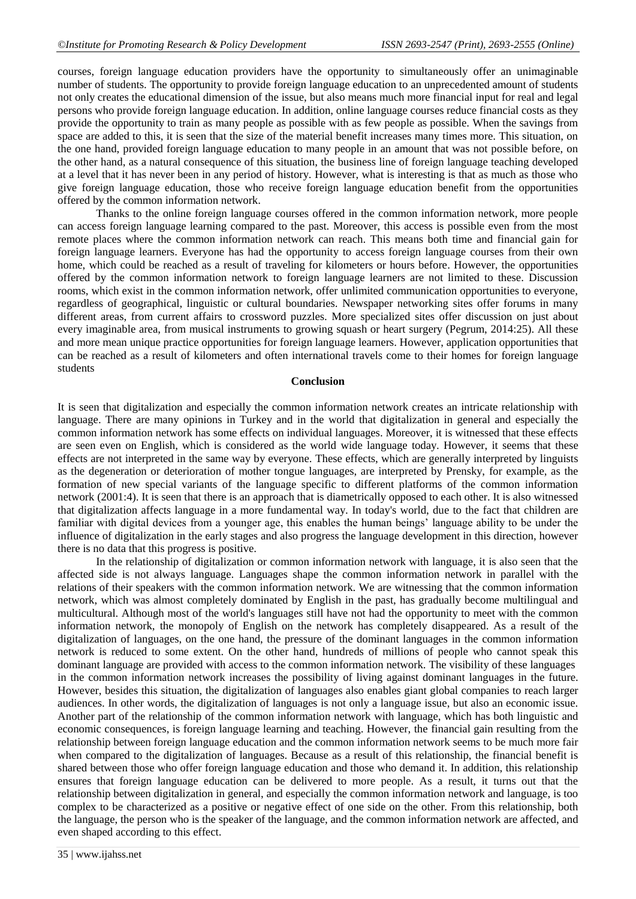courses, foreign language education providers have the opportunity to simultaneously offer an unimaginable number of students. The opportunity to provide foreign language education to an unprecedented amount of students not only creates the educational dimension of the issue, but also means much more financial input for real and legal persons who provide foreign language education. In addition, online language courses reduce financial costs as they provide the opportunity to train as many people as possible with as few people as possible. When the savings from space are added to this, it is seen that the size of the material benefit increases many times more. This situation, on the one hand, provided foreign language education to many people in an amount that was not possible before, on the other hand, as a natural consequence of this situation, the business line of foreign language teaching developed at a level that it has never been in any period of history. However, what is interesting is that as much as those who give foreign language education, those who receive foreign language education benefit from the opportunities offered by the common information network.

Thanks to the online foreign language courses offered in the common information network, more people can access foreign language learning compared to the past. Moreover, this access is possible even from the most remote places where the common information network can reach. This means both time and financial gain for foreign language learners. Everyone has had the opportunity to access foreign language courses from their own home, which could be reached as a result of traveling for kilometers or hours before. However, the opportunities offered by the common information network to foreign language learners are not limited to these. Discussion rooms, which exist in the common information network, offer unlimited communication opportunities to everyone, regardless of geographical, linguistic or cultural boundaries. Newspaper networking sites offer forums in many different areas, from current affairs to crossword puzzles. More specialized sites offer discussion on just about every imaginable area, from musical instruments to growing squash or heart surgery (Pegrum, 2014:25). All these and more mean unique practice opportunities for foreign language learners. However, application opportunities that can be reached as a result of kilometers and often international travels come to their homes for foreign language students

## Conclusion

It is seen that digitalization and especially the common information network creates an intricate relationship with language. There are many opinions in Turkey and in the world that digitalization in general and especially the common information network has some effects on individual languages. Moreover, it is witnessed that these effects are seen even on English, which is considered as the world wide language today. However, it seems that these effects are not interpreted in the same way by everyone. These effects, which are generally interpreted by linguists as the degeneration or deterioration of mother tongue languages, are interpreted by Prensky, for example, as the formation of new special variants of the language specific to different platforms of the common information network (2001:4). It is seen that there is an approach that is diametrically opposed to each other. It is also witnessed that digitalization affects language in a more fundamental way. In today's world, due to the fact that children are familiar with digital devices from a younger age, this enables the human beings' language ability to be under the influence of digitalization in the early stages and also progress the language development in this direction, however there is no data that this progress is positive.

In the relationship of digitalization or common information network with language, it is also seen that the affected side is not always language. Languages shape the common information network in parallel with the relations of their speakers with the common information network. We are witnessing that the common information network, which was almost completely dominated by English in the past, has gradually become multilingual and multicultural. Although most of the world's languages still have not had the opportunity to meet with the common information network, the monopoly of English on the network has completely disappeared. As a result of the digitalization of languages, on the one hand, the pressure of the dominant languages in the common information network is reduced to some extent. On the other hand, hundreds of millions of people who cannot speak this dominant language are provided with access to the common information network. The visibility of these languages in the common information network increases the possibility of living against dominant languages in the future. However, besides this situation, the digitalization of languages also enables giant global companies to reach larger audiences. In other words, the digitalization of languages is not only a language issue, but also an economic issue. Another part of the relationship of the common information network with language, which has both linguistic and economic consequences, is foreign language learning and teaching. However, the financial gain resulting from the relationship between foreign language education and the common information network seems to be much more fair when compared to the digitalization of languages. Because as a result of this relationship, the financial benefit is shared between those who offer foreign language education and those who demand it. In addition, this relationship ensures that foreign language education can be delivered to more people. As a result, it turns out that the relationship between digitalization in general, and especially the common information network and language, is too complex to be characterized as a positive or negative effect of one side on the other. From this relationship, both the language, the person who is the speaker of the language, and the common information network are affected, and even shaped according to this effect.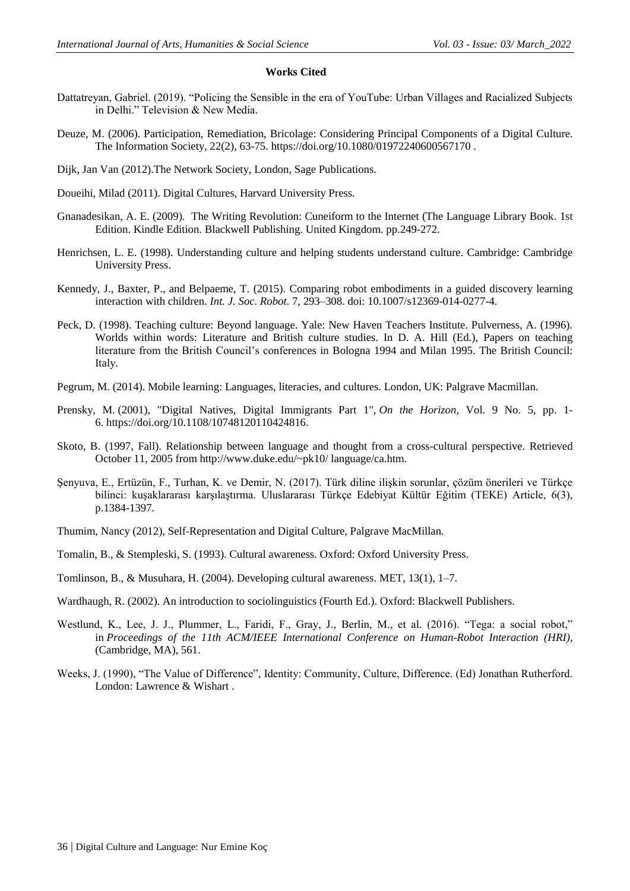**Works Cited**

Dattatreyan, Gabriel. (2019). "Policing the Sensible in the era of YouTube: Urban Villages and Racialized Subjects in Delhi." Television & New Media.

Deuze, M. (2006). Participation, Remediation, Bricolage: Considering Principal Components of a Digital Culture. The Information Society, 22(2), 63-75. https://doi.org/10.1080/01972240600567170 .

Dijk, Jan Van (2012).The Network Society, London, Sage Publications.

Doueihi, Milad (2011). Digital Cultures, Harvard University Press.

Gnanadesikan, A. E. (2009). The Writing Revolution: Cuneiform to the Internet (The Language Library Book. 1st Edition. Kindle Edition. Blackwell Publishing. United Kingdom. pp.249-272.

Henrichsen, L. E. (1998). Understanding culture and helping students understand culture. Cambridge: Cambridge University Press.

Kennedy, J., Baxter, P., and Belpaeme, T. (2015). Comparing robot embodiments in a guided discovery learning interaction with children. *Int. J. Soc. Robot*. 7, 293–308. doi: 10.1007/s12369-014-0277-4.

Peck, D. (1998). Teaching culture: Beyond language. Yale: New Haven Teachers Institute. Pulverness, A. (1996). Worlds within words: Literature and British culture studies. In D. A. Hill (Ed.), Papers on teaching literature from the British Council's conferences in Bologna 1994 and Milan 1995. The British Council: Italy.

Pegrum, M. (2014). Mobile learning: Languages, literacies, and cultures. London, UK: Palgrave Macmillan.

Prensky, M. (2001), "Digital Natives, Digital Immigrants Part 1", *On the Horizon*, Vol. 9 No. 5, pp. 1-6. https://doi.org/10.1108/10748120110424816.

Skoto, B. (1997, Fall). Relationship between language and thought from a cross-cultural perspective. Retrieved October 11, 2005 from http://www.duke.edu/~pk10/ language/ca.htm.

Şenyuva, E., Ertüzün, F., Turhan, K. ve Demir, N. (2017). Türk diline ilişkin sorunlar, çözüm önerileri ve Türkçe bilinci: kuşaklararası karşılaştırma. Uluslararası Türkçe Edebiyat Kültür Eğitim (TEKE) Article, 6(3), p.1384-1397.

Thumim, Nancy (2012), Self-Representation and Digital Culture, Palgrave MacMillan.

Tomalin, B., & Stempleski, S. (1993). Cultural awareness. Oxford: Oxford University Press.

Tomlinson, B., & Musuhara, H. (2004). Developing cultural awareness. MET, 13(1), 1–7.

Wardhaugh, R. (2002). An introduction to sociolinguistics (Fourth Ed.). Oxford: Blackwell Publishers.

Westlund, K., Lee, J. J., Plummer, L., Faridi, F., Gray, J., Berlin, M., et al. (2016). "Tega: a social robot," in *Proceedings of the 11th ACM/IEEE International Conference on Human-Robot Interaction (HRI)*, (Cambridge, MA), 561.

Weeks, J. (1990), "The Value of Difference", Identity: Community, Culture, Difference. (Ed) Jonathan Rutherford. London: Lawrence & Wishart .